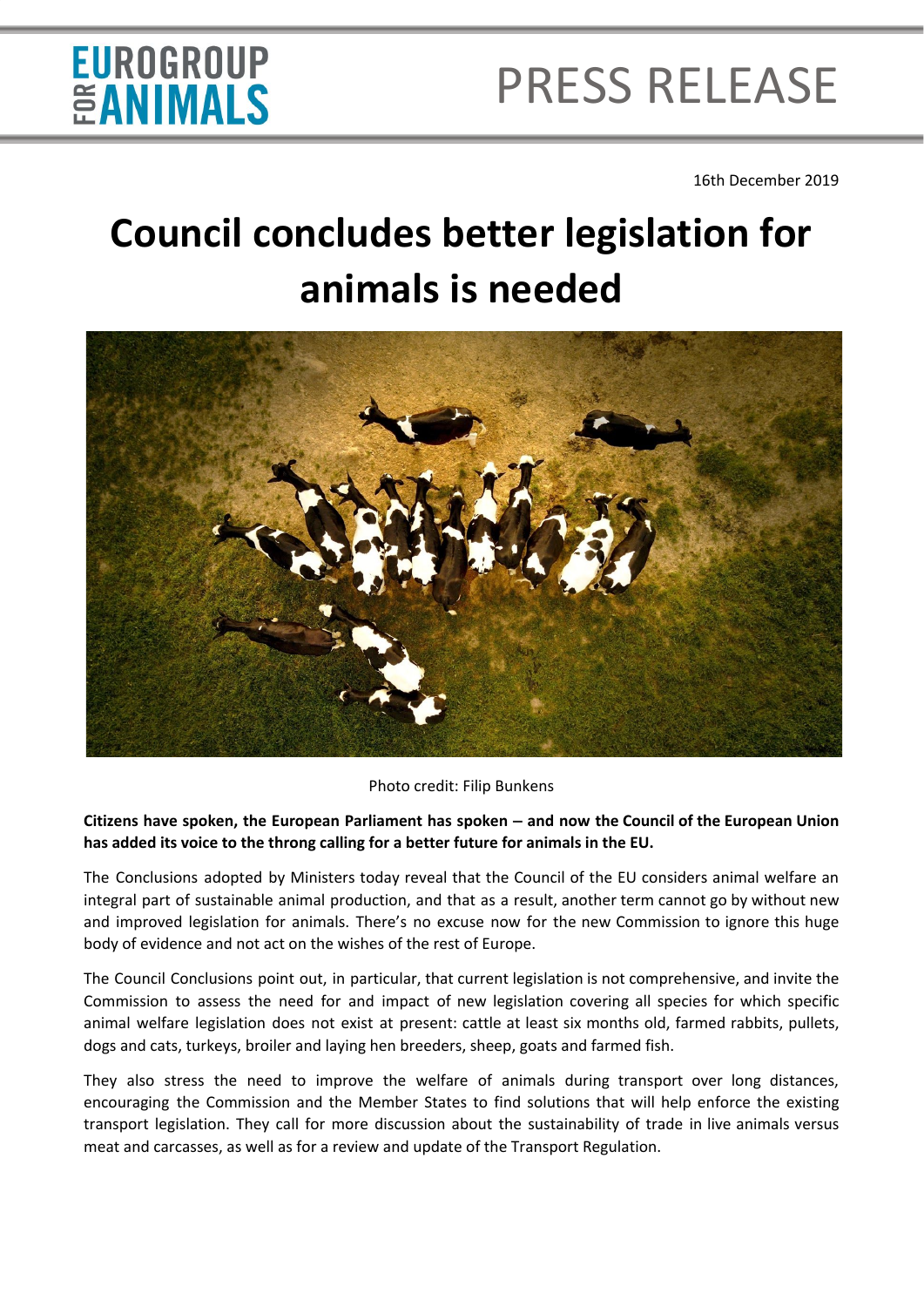EUROGROUP FOR ANIMALS

PRESS RELEASE

16th December 2019

# Council concludes better legislation for animals is needed

Photo credit: Filip Bunkens

**Citizens have spoken, the European Parliament has spoken – and now the Council of the European Union has added its voice to the throng calling for a better future for animals in the EU.**

The Conclusions adopted by Ministers today reveal that the Council of the EU considers animal welfare an integral part of sustainable animal production, and that as a result, another term cannot go by without new and improved legislation for animals. There's no excuse now for the new Commission to ignore this huge body of evidence and not act on the wishes of the rest of Europe.

The Council Conclusions point out, in particular, that current legislation is not comprehensive, and invite the Commission to assess the need for and impact of new legislation covering all species for which specific animal welfare legislation does not exist at present: cattle at least six months old, farmed rabbits, pullets, dogs and cats, turkeys, broiler and laying hen breeders, sheep, goats and farmed fish.

They also stress the need to improve the welfare of animals during transport over long distances, encouraging the Commission and the Member States to find solutions that will help enforce the existing transport legislation. They call for more discussion about the sustainability of trade in live animals versus meat and carcasses, as well as for a review and update of the Transport Regulation.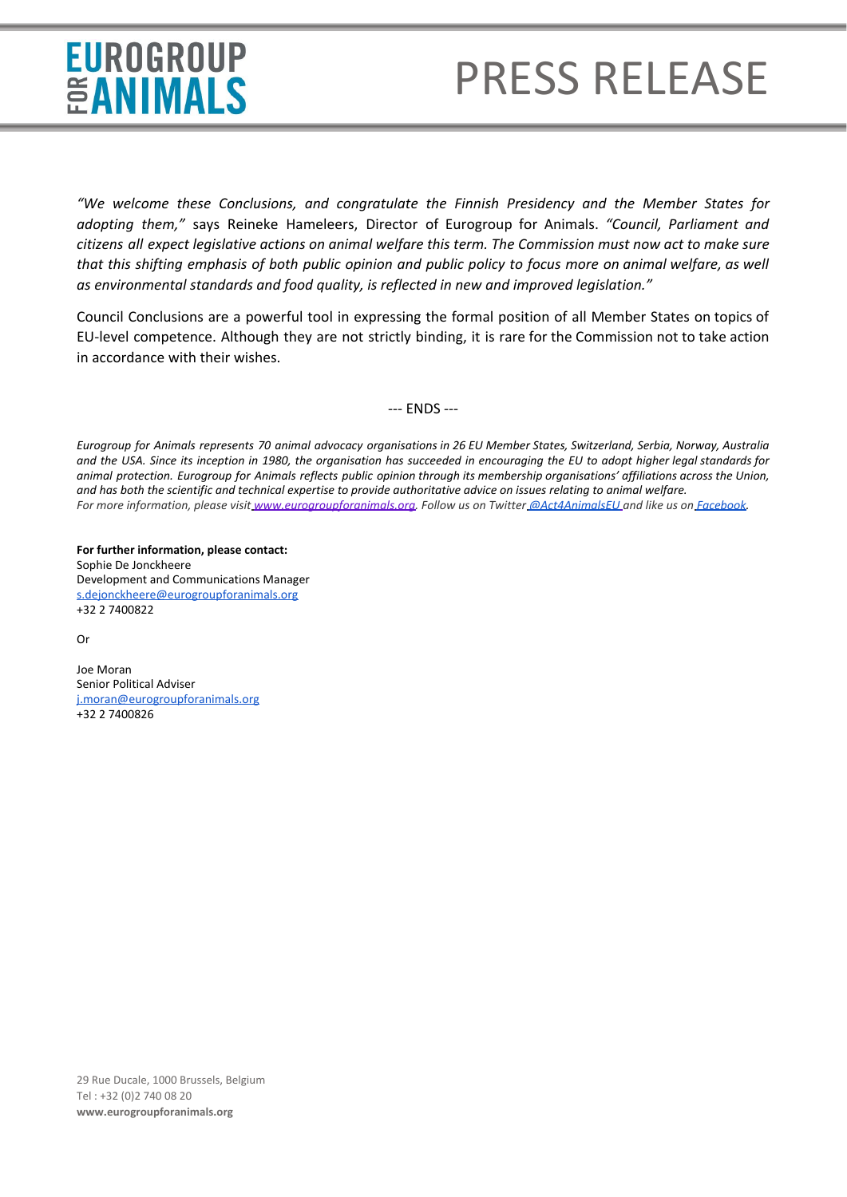*"We welcome these Conclusions, and congratulate the Finnish Presidency and the Member States for adopting them,"* says Reineke Hameleers, Director of Eurogroup for Animals. *"Council, Parliament and citizens all expect legislative actions on animal welfare this term. The Commission must now act to make sure that this shifting emphasis of both public opinion and public policy to focus more on animal welfare, as well as environmental standards and food quality, is reflected in new and improved legislation."*

Council Conclusions are a powerful tool in expressing the formal position of all Member States on topics of EU-level competence. Although they are not strictly binding, it is rare for the Commission not to take action in accordance with their wishes.

--- ENDS ---

*Eurogroup for Animals represents 70 animal advocacy organisations in 26 EU Member States, Switzerland, Serbia, Norway, Australia and the USA. Since its inception in 1980, the organisation has succeeded in encouraging the EU to adopt higher legal standards for animal protection. Eurogroup for Animals reflects public opinion through its membership organisations' affiliations across the Union, and has both the scientific and technical expertise to provide authoritative advice on issues relating to animal welfare.*
*For more information, please visit www.eurogroupforanimals.org. Follow us on Twitter @Act4AnimalsEU and like us on Facebook.*

**For further information, please contact:**
Sophie De Jonckheere
Development and Communications Manager
s.dejonckheere@eurogroupforanimals.org
+32 2 7400822

Or

Joe Moran
Senior Political Adviser
j.moran@eurogroupforanimals.org
+32 2 7400826

29 Rue Ducale, 1000 Brussels, Belgium
Tel : +32 (0)2 740 08 20
**www.eurogroupforanimals.org**